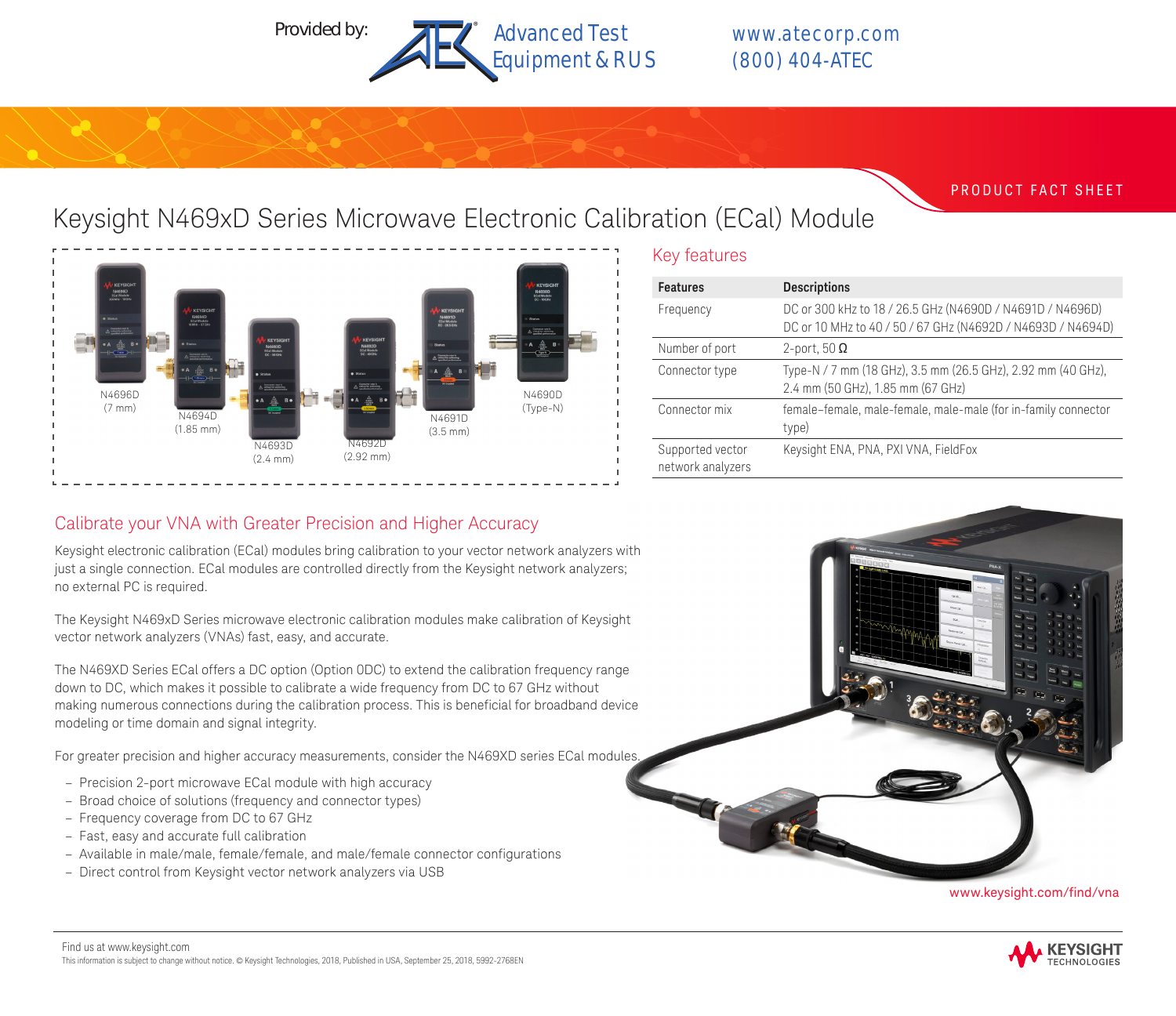Provided by: Advanced Test Equipment & RUS www.atecorp.com (800) 404-ATEC

PRODUCT FACT SHEET

# Keysight N469xD Series Microwave Electronic Calibration (ECal) Module

N4696D (7 mm)
N4694D (1.85 mm)
N4693D (2.4 mm)
N4692D (2.92 mm)
N4691D (3.5 mm)
N4690D (Type-N)

## Key features

| Features | Descriptions |
|---|---|
| Frequency | DC or 300 kHz to 18 / 26.5 GHz (N4690D / N4691D / N4696D) DC or 10 MHz to 40 / 50 / 67 GHz (N4692D / N4693D / N4694D) |
| Number of port | 2-port, 50 Ω |
| Connector type | Type-N / 7 mm (18 GHz), 3.5 mm (26.5 GHz), 2.92 mm (40 GHz), 2.4 mm (50 GHz), 1.85 mm (67 GHz) |
| Connector mix | female–female, male-female, male-male (for in-family connector type) |
| Supported vector network analyzers | Keysight ENA, PNA, PXI VNA, FieldFox |

## Calibrate your VNA with Greater Precision and Higher Accuracy

Keysight electronic calibration (ECal) modules bring calibration to your vector network analyzers with just a single connection. ECal modules are controlled directly from the Keysight network analyzers; no external PC is required.

The Keysight N469xD Series microwave electronic calibration modules make calibration of Keysight vector network analyzers (VNAs) fast, easy, and accurate.

The N469XD Series ECal offers a DC option (Option 0DC) to extend the calibration frequency range down to DC, which makes it possible to calibrate a wide frequency from DC to 67 GHz without making numerous connections during the calibration process. This is beneficial for broadband device modeling or time domain and signal integrity.

For greater precision and higher accuracy measurements, consider the N469XD series ECal modules.

- Precision 2-port microwave ECal module with high accuracy
- Broad choice of solutions (frequency and connector types)
- Frequency coverage from DC to 67 GHz
- Fast, easy and accurate full calibration
- Available in male/male, female/female, and male/female connector configurations
- Direct control from Keysight vector network analyzers via USB

www.keysight.com/find/vna

Find us at www.keysight.com
This information is subject to change without notice. © Keysight Technologies, 2018, Published in USA, September 25, 2018, 5992-2768EN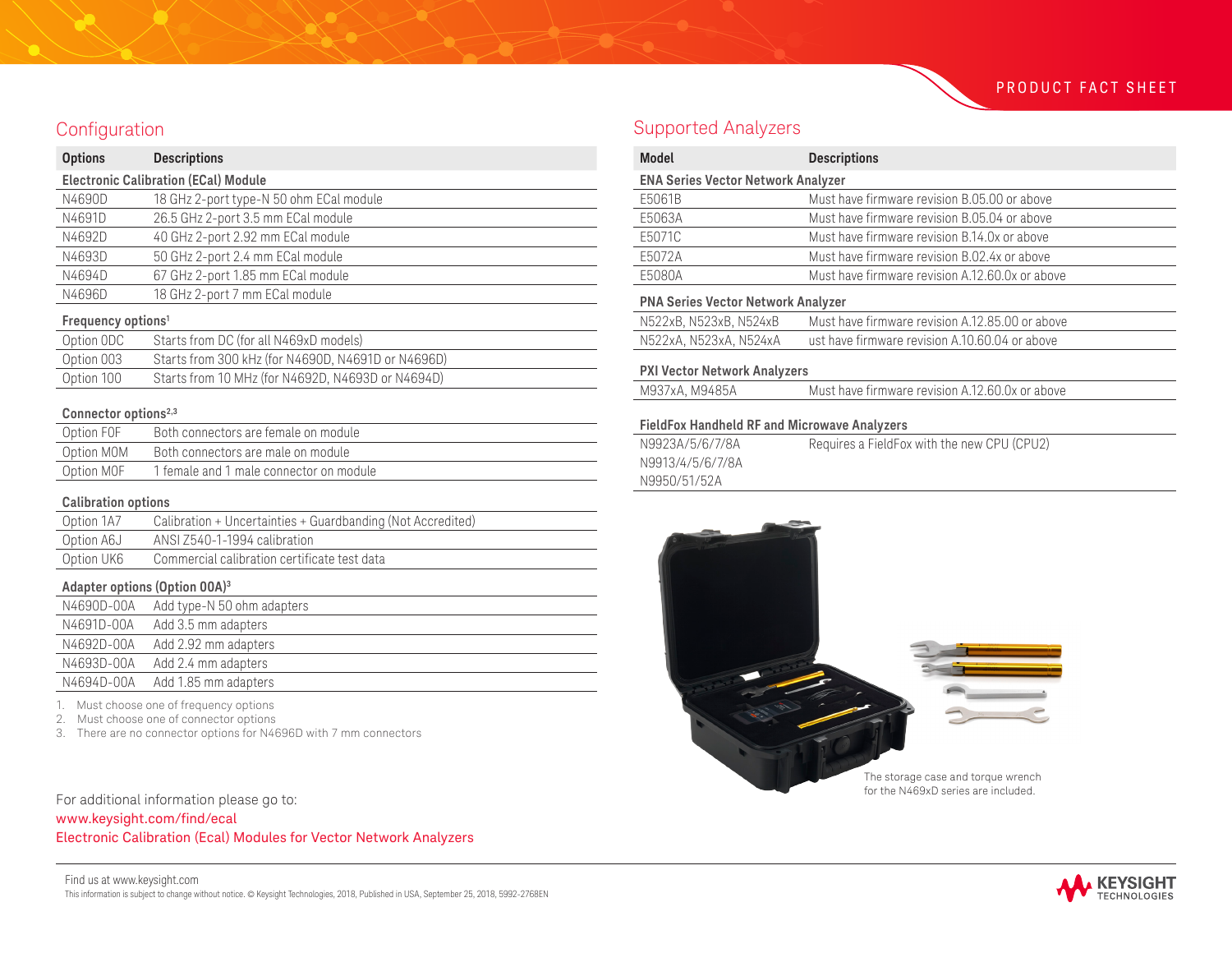## Configuration

| Options | Descriptions |
|---|---|
| **Electronic Calibration (ECal) Module** | |
| N4690D | 18 GHz 2-port type-N 50 ohm ECal module |
| N4691D | 26.5 GHz 2-port 3.5 mm ECal module |
| N4692D | 40 GHz 2-port 2.92 mm ECal module |
| N4693D | 50 GHz 2-port 2.4 mm ECal module |
| N4694D | 67 GHz 2-port 1.85 mm ECal module |
| N4696D | 18 GHz 2-port 7 mm ECal module |
| **Frequency options[1]** | |
| Option 0DC | Starts from DC (for all N469xD models) |
| Option 003 | Starts from 300 kHz (for N4690D, N4691D or N4696D) |
| Option 100 | Starts from 10 MHz (for N4692D, N4693D or N4694D) |
| **Connector options[2,3]** | |
| Option F0F | Both connectors are female on module |
| Option M0M | Both connectors are male on module |
| Option M0F | 1 female and 1 male connector on module |
| **Calibration options** | |
| Option 1A7 | Calibration + Uncertainties + Guardbanding (Not Accredited) |
| Option A6J | ANSI Z540-1-1994 calibration |
| Option UK6 | Commercial calibration certificate test data |
| **Adapter options (Option 00A)[3]** | |
| N4690D-00A | Add type-N 50 ohm adapters |
| N4691D-00A | Add 3.5 mm adapters |
| N4692D-00A | Add 2.92 mm adapters |
| N4693D-00A | Add 2.4 mm adapters |
| N4694D-00A | Add 1.85 mm adapters |

1. Must choose one of frequency options
2. Must choose one of connector options
3. There are no connector options for N4696D with 7 mm connectors

For additional information please go to:
www.keysight.com/find/ecal
Electronic Calibration (Ecal) Modules for Vector Network Analyzers

## Supported Analyzers

| Model | Descriptions |
|---|---|
| **ENA Series Vector Network Analyzer** | |
| E5061B | Must have firmware revision B.05.00 or above |
| E5063A | Must have firmware revision B.05.04 or above |
| E5071C | Must have firmware revision B.14.0x or above |
| E5072A | Must have firmware revision B.02.4x or above |
| E5080A | Must have firmware revision A.12.60.0x or above |
| **PNA Series Vector Network Analyzer** | |
| N522xB, N523xB, N524xB | Must have firmware revision A.12.85.00 or above |
| N522xA, N523xA, N524xA | ust have firmware revision A.10.60.04 or above |
| **PXI Vector Network Analyzers** | |
| M937xA, M9485A | Must have firmware revision A.12.60.0x or above |
| **FieldFox Handheld RF and Microwave Analyzers** | |
| N9923A/5/6/7/8A<br>N9913/4/5/6/7/8A<br>N9950/51/52A | Requires a FieldFox with the new CPU (CPU2) |

The storage case and torque wrench for the N469xD series are included.

Find us at www.keysight.com

This information is subject to change without notice. © Keysight Technologies, 2018, Published in USA, September 25, 2018, 5992-2768EN